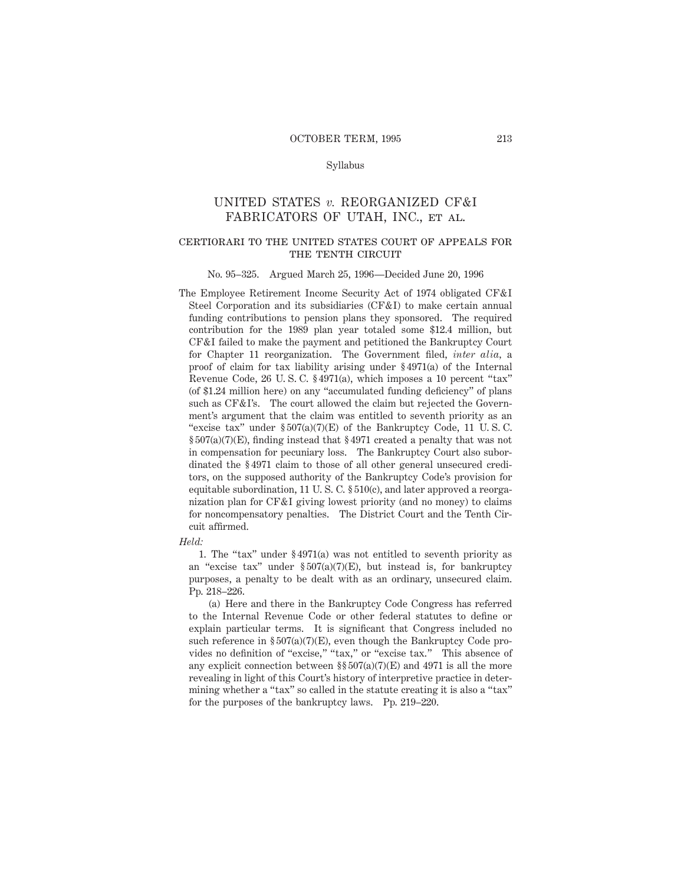Syllabus

# UNITED STATES *v.* REORGANIZED CF&I FABRICATORS OF UTAH, INC., ET AL.

## CERTIORARI TO THE UNITED STATES COURT OF APPEALS FOR THE TENTH CIRCUIT

No. 95–325. Argued March 25, 1996—Decided June 20, 1996

The Employee Retirement Income Security Act of 1974 obligated CF&I Steel Corporation and its subsidiaries (CF&I) to make certain annual funding contributions to pension plans they sponsored. The required contribution for the 1989 plan year totaled some $12.4 million, but CF&I failed to make the payment and petitioned the Bankruptcy Court for Chapter 11 reorganization. The Government filed, *inter alia,* a proof of claim for tax liability arising under § 4971(a) of the Internal Revenue Code, 26 U. S. C. § 4971(a), which imposes a 10 percent "tax" (of $1.24 million here) on any "accumulated funding deficiency" of plans such as CF&I's. The court allowed the claim but rejected the Government's argument that the claim was entitled to seventh priority as an "excise tax" under § 507(a)(7)(E) of the Bankruptcy Code, 11 U. S. C. § 507(a)(7)(E), finding instead that § 4971 created a penalty that was not in compensation for pecuniary loss. The Bankruptcy Court also subordinated the § 4971 claim to those of all other general unsecured creditors, on the supposed authority of the Bankruptcy Code's provision for equitable subordination, 11 U. S. C. § 510(c), and later approved a reorganization plan for CF&I giving lowest priority (and no money) to claims for noncompensatory penalties. The District Court and the Tenth Circuit affirmed.

*Held:*

1. The "tax" under § 4971(a) was not entitled to seventh priority as an "excise tax" under § 507(a)(7)(E), but instead is, for bankruptcy purposes, a penalty to be dealt with as an ordinary, unsecured claim. Pp. 218–226.

(a) Here and there in the Bankruptcy Code Congress has referred to the Internal Revenue Code or other federal statutes to define or explain particular terms. It is significant that Congress included no such reference in § 507(a)(7)(E), even though the Bankruptcy Code provides no definition of "excise," "tax," or "excise tax." This absence of any explicit connection between §§ 507(a)(7)(E) and 4971 is all the more revealing in light of this Court's history of interpretive practice in determining whether a "tax" so called in the statute creating it is also a "tax" for the purposes of the bankruptcy laws. Pp. 219–220.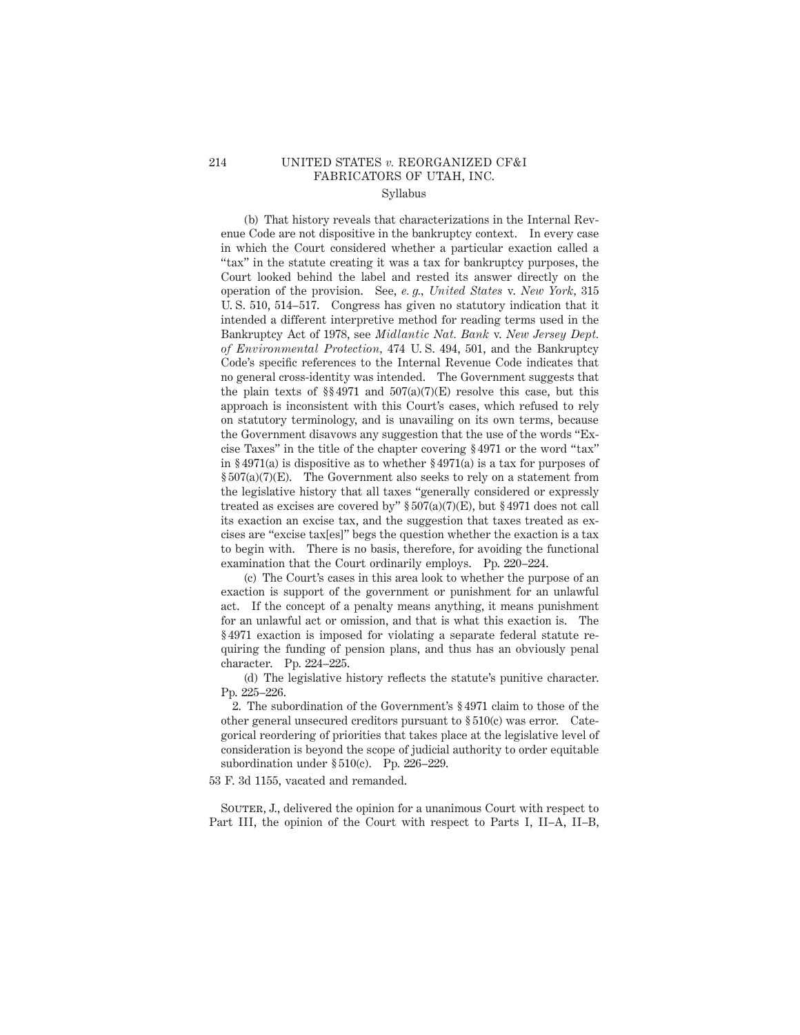(b) That history reveals that characterizations in the Internal Revenue Code are not dispositive in the bankruptcy context. In every case in which the Court considered whether a particular exaction called a "tax" in the statute creating it was a tax for bankruptcy purposes, the Court looked behind the label and rested its answer directly on the operation of the provision. See, *e. g.*, *United States* v. *New York*, 315 U. S. 510, 514–517. Congress has given no statutory indication that it intended a different interpretive method for reading terms used in the Bankruptcy Act of 1978, see *Midlantic Nat. Bank* v. *New Jersey Dept. of Environmental Protection*, 474 U. S. 494, 501, and the Bankruptcy Code's specific references to the Internal Revenue Code indicates that no general cross-identity was intended. The Government suggests that the plain texts of §§ 4971 and 507(a)(7)(E) resolve this case, but this approach is inconsistent with this Court's cases, which refused to rely on statutory terminology, and is unavailing on its own terms, because the Government disavows any suggestion that the use of the words "Excise Taxes" in the title of the chapter covering § 4971 or the word "tax" in § 4971(a) is dispositive as to whether § 4971(a) is a tax for purposes of § 507(a)(7)(E). The Government also seeks to rely on a statement from the legislative history that all taxes "generally considered or expressly treated as excises are covered by" § 507(a)(7)(E), but § 4971 does not call its exaction an excise tax, and the suggestion that taxes treated as excises are "excise tax[es]" begs the question whether the exaction is a tax to begin with. There is no basis, therefore, for avoiding the functional examination that the Court ordinarily employs. Pp. 220–224.

(c) The Court's cases in this area look to whether the purpose of an exaction is support of the government or punishment for an unlawful act. If the concept of a penalty means anything, it means punishment for an unlawful act or omission, and that is what this exaction is. The § 4971 exaction is imposed for violating a separate federal statute requiring the funding of pension plans, and thus has an obviously penal character. Pp. 224–225.

(d) The legislative history reflects the statute's punitive character. Pp. 225–226.

2. The subordination of the Government's § 4971 claim to those of the other general unsecured creditors pursuant to § 510(c) was error. Categorical reordering of priorities that takes place at the legislative level of consideration is beyond the scope of judicial authority to order equitable subordination under § 510(c). Pp. 226–229.

53 F. 3d 1155, vacated and remanded.

Souter, J., delivered the opinion for a unanimous Court with respect to Part III, the opinion of the Court with respect to Parts I, II–A, II–B,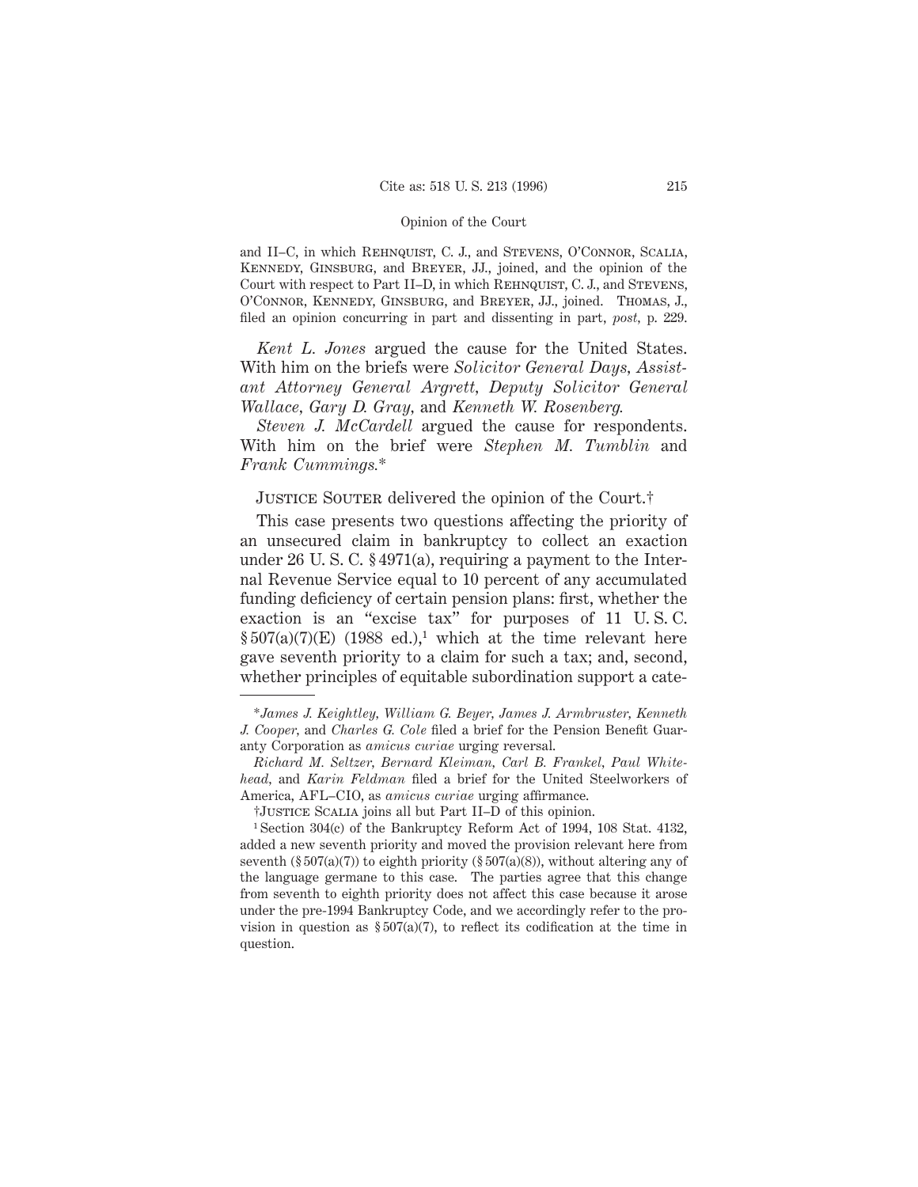and II–C, in which REHNQUIST, C. J., and STEVENS, O'CONNOR, SCALIA, KENNEDY, GINSBURG, and BREYER, JJ., joined, and the opinion of the Court with respect to Part II–D, in which REHNQUIST, C. J., and STEVENS, O'CONNOR, KENNEDY, GINSBURG, and BREYER, JJ., joined. THOMAS, J., filed an opinion concurring in part and dissenting in part, *post*, p. 229.

*Kent L. Jones* argued the cause for the United States. With him on the briefs were *Solicitor General Days*, *Assistant Attorney General Argrett*, *Deputy Solicitor General Wallace*, *Gary D. Gray*, and *Kenneth W. Rosenberg*.

*Steven J. McCardell* argued the cause for respondents. With him on the brief were *Stephen M. Tumblin* and *Frank Cummings*.*

JUSTICE SOUTER delivered the opinion of the Court.†

This case presents two questions affecting the priority of an unsecured claim in bankruptcy to collect an exaction under 26 U. S. C. § 4971(a), requiring a payment to the Internal Revenue Service equal to 10 percent of any accumulated funding deficiency of certain pension plans: first, whether the exaction is an "excise tax" for purposes of 11 U. S. C. § 507(a)(7)(E) (1988 ed.),[1] which at the time relevant here gave seventh priority to a claim for such a tax; and, second, whether principles of equitable subordination support a cate-

---

**James J. Keightley*, *William G. Beyer*, *James J. Armbruster*, *Kenneth J. Cooper*, and *Charles G. Cole* filed a brief for the Pension Benefit Guaranty Corporation as *amicus curiae* urging reversal.

*Richard M. Seltzer*, *Bernard Kleiman*, *Carl B. Frankel*, *Paul Whitehead*, and *Karin Feldman* filed a brief for the United Steelworkers of America, AFL–CIO, as *amicus curiae* urging affirmance.

†JUSTICE SCALIA joins all but Part II–D of this opinion.

[1] Section 304(c) of the Bankruptcy Reform Act of 1994, 108 Stat. 4132, added a new seventh priority and moved the provision relevant here from seventh (§ 507(a)(7)) to eighth priority (§ 507(a)(8)), without altering any of the language germane to this case. The parties agree that this change from seventh to eighth priority does not affect this case because it arose under the pre-1994 Bankruptcy Code, and we accordingly refer to the provision in question as § 507(a)(7), to reflect its codification at the time in question.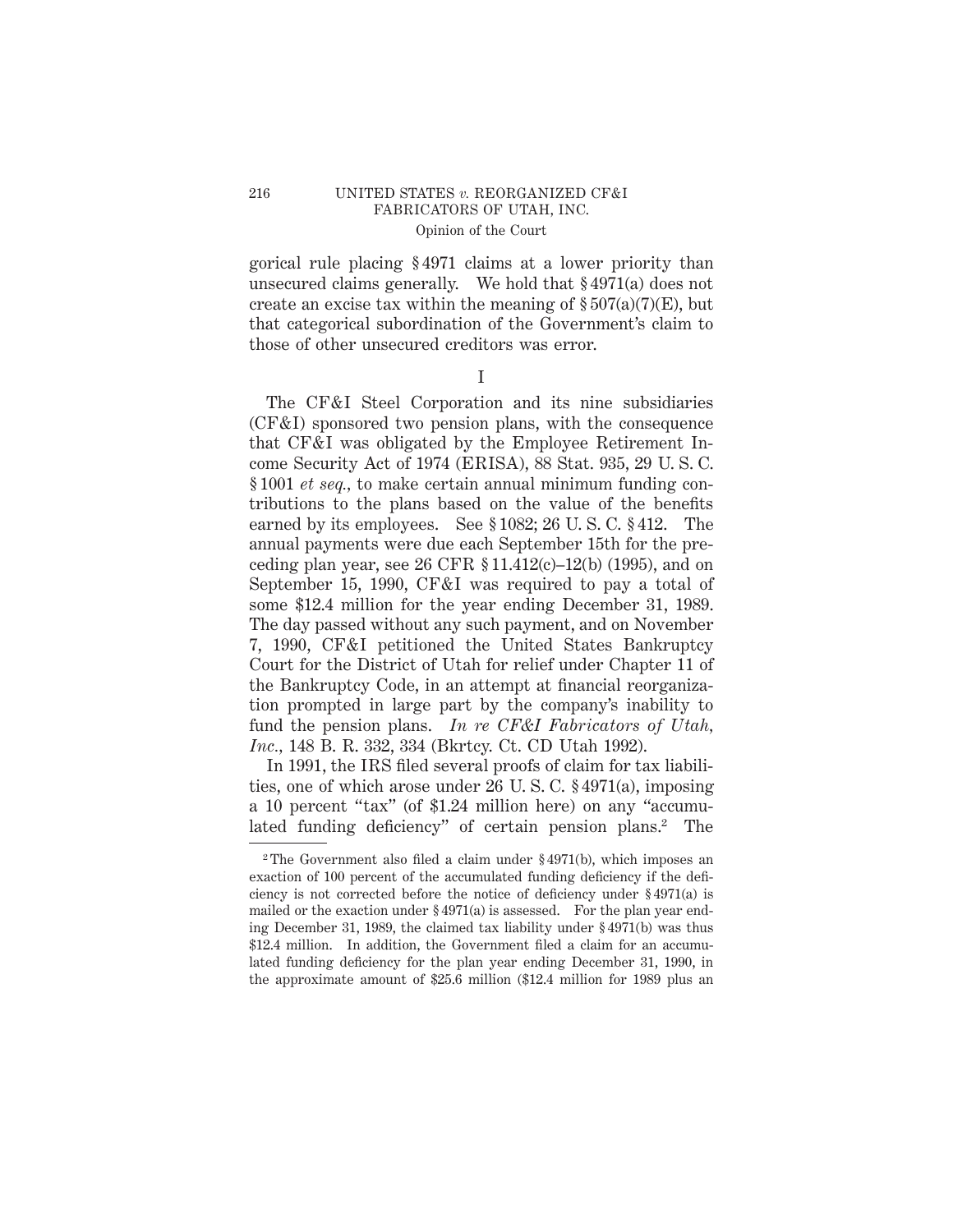gorical rule placing § 4971 claims at a lower priority than unsecured claims generally. We hold that § 4971(a) does not create an excise tax within the meaning of § 507(a)(7)(E), but that categorical subordination of the Government's claim to those of other unsecured creditors was error.

I

The CF&I Steel Corporation and its nine subsidiaries (CF&I) sponsored two pension plans, with the consequence that CF&I was obligated by the Employee Retirement Income Security Act of 1974 (ERISA), 88 Stat. 935, 29 U. S. C. § 1001 *et seq.*, to make certain annual minimum funding contributions to the plans based on the value of the benefits earned by its employees. See § 1082; 26 U. S. C. § 412. The annual payments were due each September 15th for the preceding plan year, see 26 CFR § 11.412(c)–12(b) (1995), and on September 15, 1990, CF&I was required to pay a total of some $12.4 million for the year ending December 31, 1989. The day passed without any such payment, and on November 7, 1990, CF&I petitioned the United States Bankruptcy Court for the District of Utah for relief under Chapter 11 of the Bankruptcy Code, in an attempt at financial reorganization prompted in large part by the company's inability to fund the pension plans. *In re CF&I Fabricators of Utah, Inc.*, 148 B. R. 332, 334 (Bkrtcy. Ct. CD Utah 1992).

In 1991, the IRS filed several proofs of claim for tax liabilities, one of which arose under 26 U. S. C. § 4971(a), imposing a 10 percent "tax" (of $1.24 million here) on any "accumulated funding deficiency" of certain pension plans.[2] The

[2] The Government also filed a claim under § 4971(b), which imposes an exaction of 100 percent of the accumulated funding deficiency if the deficiency is not corrected before the notice of deficiency under § 4971(a) is mailed or the exaction under § 4971(a) is assessed. For the plan year ending December 31, 1989, the claimed tax liability under § 4971(b) was thus $12.4 million. In addition, the Government filed a claim for an accumulated funding deficiency for the plan year ending December 31, 1990, in the approximate amount of $25.6 million ($12.4 million for 1989 plus an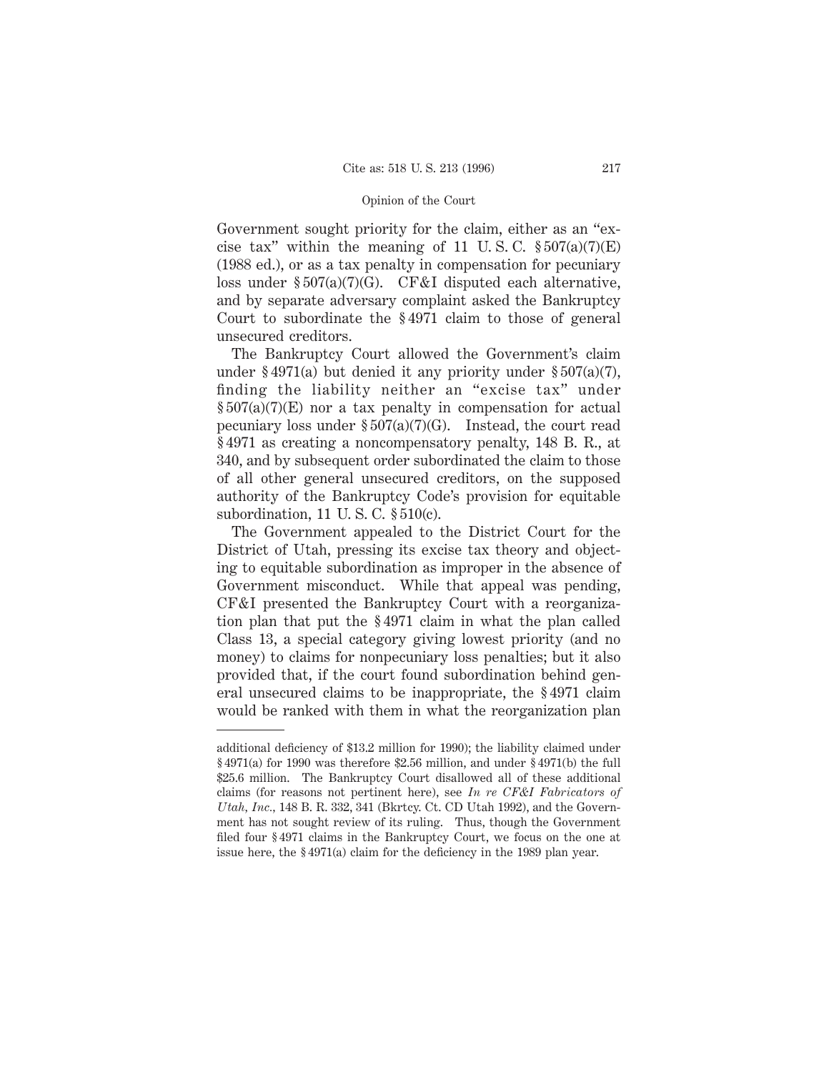Government sought priority for the claim, either as an "excise tax" within the meaning of 11 U. S. C. § 507(a)(7)(E) (1988 ed.), or as a tax penalty in compensation for pecuniary loss under § 507(a)(7)(G). CF&I disputed each alternative, and by separate adversary complaint asked the Bankruptcy Court to subordinate the § 4971 claim to those of general unsecured creditors.

The Bankruptcy Court allowed the Government's claim under § 4971(a) but denied it any priority under § 507(a)(7), finding the liability neither an "excise tax" under § 507(a)(7)(E) nor a tax penalty in compensation for actual pecuniary loss under § 507(a)(7)(G). Instead, the court read § 4971 as creating a noncompensatory penalty, 148 B. R., at 340, and by subsequent order subordinated the claim to those of all other general unsecured creditors, on the supposed authority of the Bankruptcy Code's provision for equitable subordination, 11 U. S. C. § 510(c).

The Government appealed to the District Court for the District of Utah, pressing its excise tax theory and objecting to equitable subordination as improper in the absence of Government misconduct. While that appeal was pending, CF&I presented the Bankruptcy Court with a reorganization plan that put the § 4971 claim in what the plan called Class 13, a special category giving lowest priority (and no money) to claims for nonpecuniary loss penalties; but it also provided that, if the court found subordination behind general unsecured claims to be inappropriate, the § 4971 claim would be ranked with them in what the reorganization plan

---

additional deficiency of $13.2 million for 1990); the liability claimed under § 4971(a) for 1990 was therefore $2.56 million, and under § 4971(b) the full $25.6 million. The Bankruptcy Court disallowed all of these additional claims (for reasons not pertinent here), see *In re CF&I Fabricators of Utah, Inc.*, 148 B. R. 332, 341 (Bkrtcy. Ct. CD Utah 1992), and the Government has not sought review of its ruling. Thus, though the Government filed four § 4971 claims in the Bankruptcy Court, we focus on the one at issue here, the § 4971(a) claim for the deficiency in the 1989 plan year.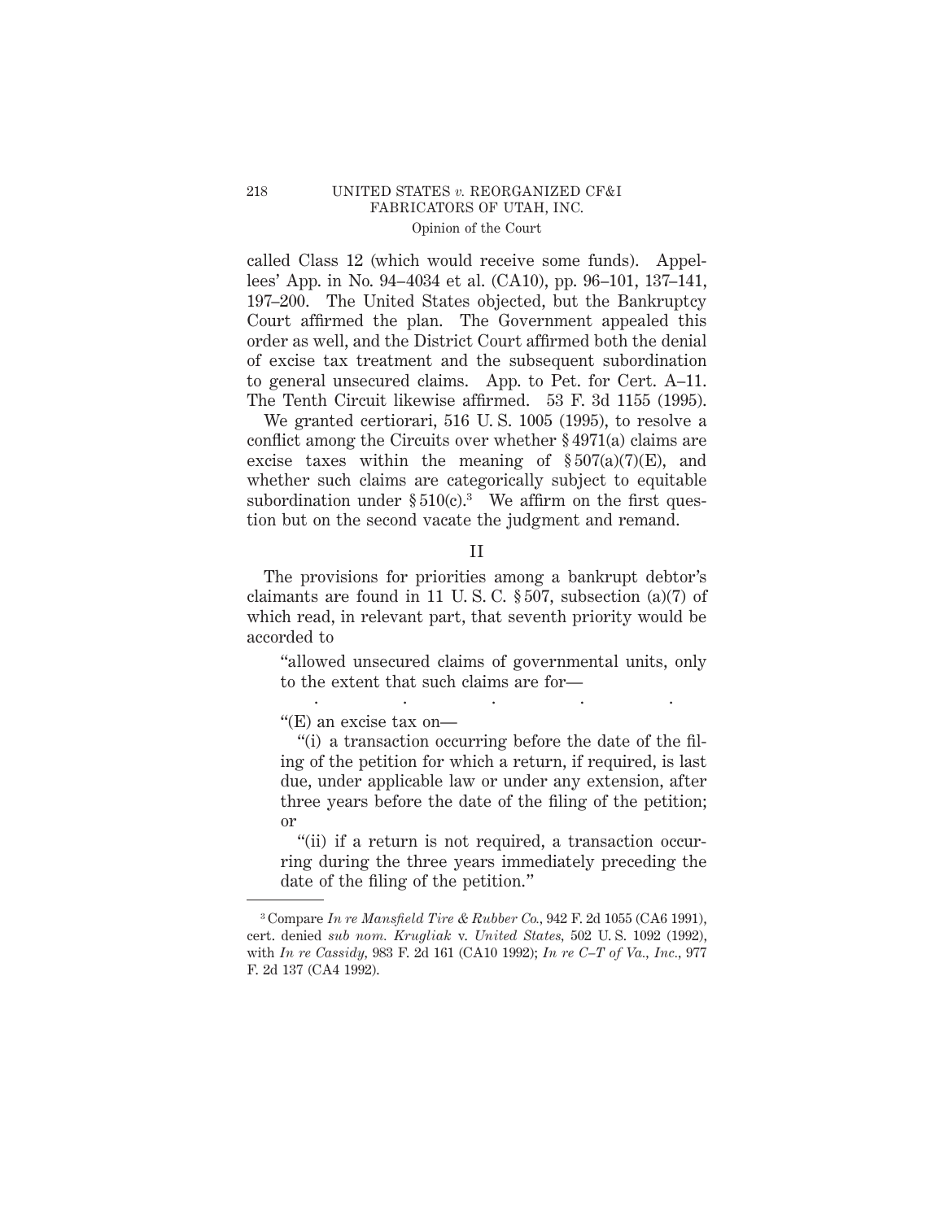called Class 12 (which would receive some funds). Appellees' App. in No. 94–4034 et al. (CA10), pp. 96–101, 137–141, 197–200. The United States objected, but the Bankruptcy Court affirmed the plan. The Government appealed this order as well, and the District Court affirmed both the denial of excise tax treatment and the subsequent subordination to general unsecured claims. App. to Pet. for Cert. A–11. The Tenth Circuit likewise affirmed. 53 F. 3d 1155 (1995).

We granted certiorari, 516 U. S. 1005 (1995), to resolve a conflict among the Circuits over whether § 4971(a) claims are excise taxes within the meaning of § 507(a)(7)(E), and whether such claims are categorically subject to equitable subordination under § 510(c).[3] We affirm on the first question but on the second vacate the judgment and remand.

## II

The provisions for priorities among a bankrupt debtor's claimants are found in 11 U. S. C. § 507, subsection (a)(7) of which read, in relevant part, that seventh priority would be accorded to

> "allowed unsecured claims of governmental units, only to the extent that such claims are for—
>
> . . . . .
>
> "(E) an excise tax on—
>
> "(i) a transaction occurring before the date of the filing of the petition for which a return, if required, is last due, under applicable law or under any extension, after three years before the date of the filing of the petition; or
>
> "(ii) if a return is not required, a transaction occurring during the three years immediately preceding the date of the filing of the petition."

---

[3] Compare *In re Mansfield Tire & Rubber Co.*, 942 F. 2d 1055 (CA6 1991), cert. denied *sub nom. Krugliak* v. *United States*, 502 U. S. 1092 (1992), with *In re Cassidy*, 983 F. 2d 161 (CA10 1992); *In re C–T of Va., Inc.*, 977 F. 2d 137 (CA4 1992).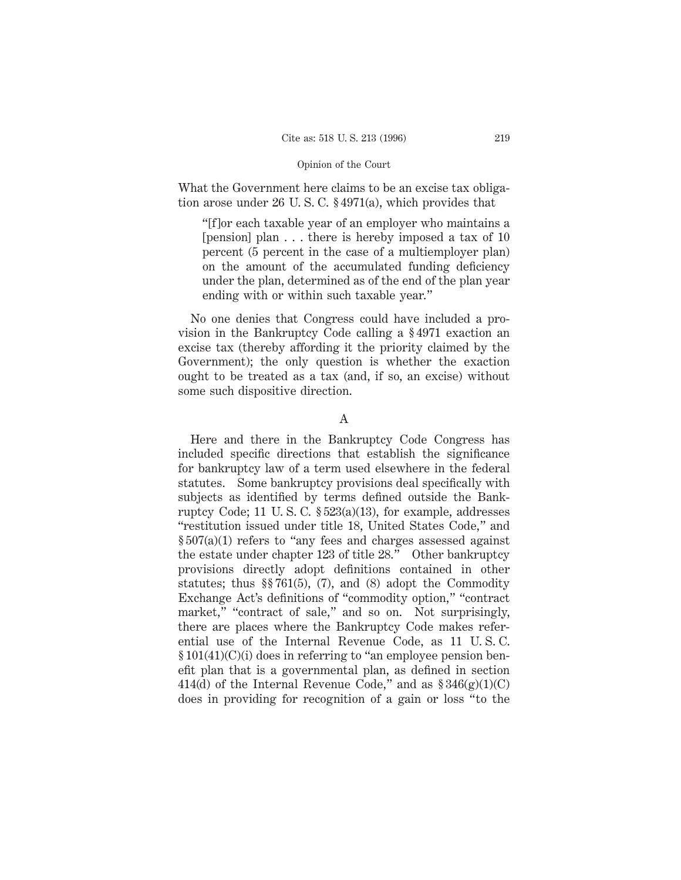What the Government here claims to be an excise tax obligation arose under 26 U. S. C. § 4971(a), which provides that

> "[f]or each taxable year of an employer who maintains a [pension] plan . . . there is hereby imposed a tax of 10 percent (5 percent in the case of a multiemployer plan) on the amount of the accumulated funding deficiency under the plan, determined as of the end of the plan year ending with or within such taxable year."

No one denies that Congress could have included a provision in the Bankruptcy Code calling a § 4971 exaction an excise tax (thereby affording it the priority claimed by the Government); the only question is whether the exaction ought to be treated as a tax (and, if so, an excise) without some such dispositive direction.

### A

Here and there in the Bankruptcy Code Congress has included specific directions that establish the significance for bankruptcy law of a term used elsewhere in the federal statutes. Some bankruptcy provisions deal specifically with subjects as identified by terms defined outside the Bankruptcy Code; 11 U. S. C. § 523(a)(13), for example, addresses "restitution issued under title 18, United States Code," and § 507(a)(1) refers to "any fees and charges assessed against the estate under chapter 123 of title 28." Other bankruptcy provisions directly adopt definitions contained in other statutes; thus §§ 761(5), (7), and (8) adopt the Commodity Exchange Act's definitions of "commodity option," "contract market," "contract of sale," and so on. Not surprisingly, there are places where the Bankruptcy Code makes referential use of the Internal Revenue Code, as 11 U. S. C. § 101(41)(C)(i) does in referring to "an employee pension benefit plan that is a governmental plan, as defined in section 414(d) of the Internal Revenue Code," and as § 346(g)(1)(C) does in providing for recognition of a gain or loss "to the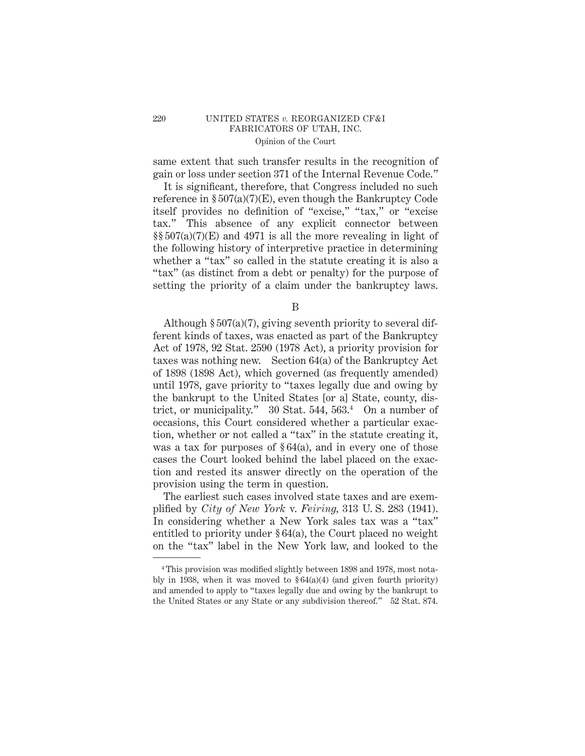same extent that such transfer results in the recognition of gain or loss under section 371 of the Internal Revenue Code."

It is significant, therefore, that Congress included no such reference in § 507(a)(7)(E), even though the Bankruptcy Code itself provides no definition of "excise," "tax," or "excise tax." This absence of any explicit connector between §§ 507(a)(7)(E) and 4971 is all the more revealing in light of the following history of interpretive practice in determining whether a "tax" so called in the statute creating it is also a "tax" (as distinct from a debt or penalty) for the purpose of setting the priority of a claim under the bankruptcy laws.

B

Although § 507(a)(7), giving seventh priority to several different kinds of taxes, was enacted as part of the Bankruptcy Act of 1978, 92 Stat. 2590 (1978 Act), a priority provision for taxes was nothing new. Section 64(a) of the Bankruptcy Act of 1898 (1898 Act), which governed (as frequently amended) until 1978, gave priority to "taxes legally due and owing by the bankrupt to the United States [or a] State, county, district, or municipality." 30 Stat. 544, 563.[4] On a number of occasions, this Court considered whether a particular exaction, whether or not called a "tax" in the statute creating it, was a tax for purposes of § 64(a), and in every one of those cases the Court looked behind the label placed on the exaction and rested its answer directly on the operation of the provision using the term in question.

The earliest such cases involved state taxes and are exemplified by *City of New York* v. *Feiring*, 313 U. S. 283 (1941). In considering whether a New York sales tax was a "tax" entitled to priority under § 64(a), the Court placed no weight on the "tax" label in the New York law, and looked to the

---

[4] This provision was modified slightly between 1898 and 1978, most notably in 1938, when it was moved to § 64(a)(4) (and given fourth priority) and amended to apply to "taxes legally due and owing by the bankrupt to the United States or any State or any subdivision thereof." 52 Stat. 874.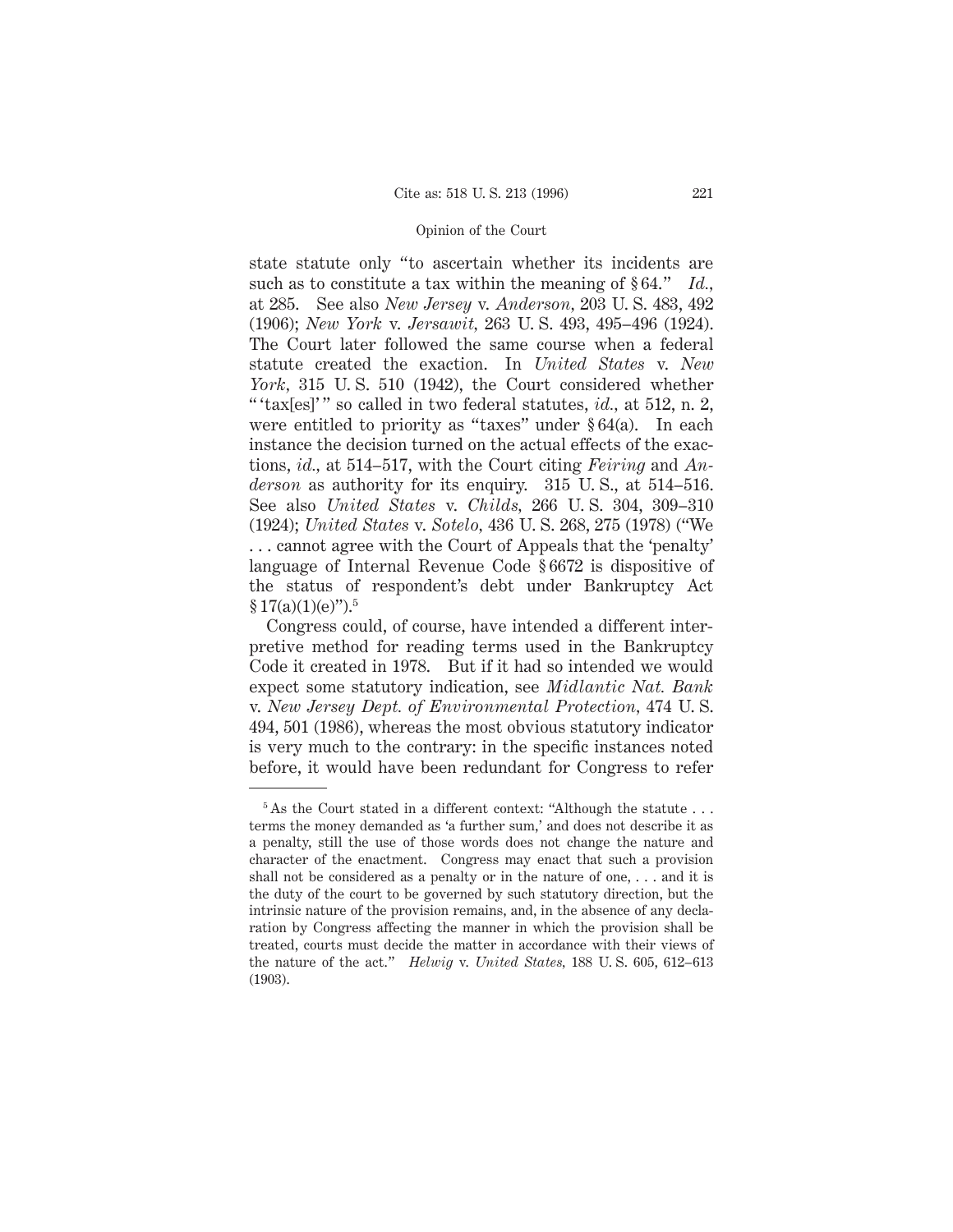state statute only "to ascertain whether its incidents are such as to constitute a tax within the meaning of § 64." *Id.*, at 285. See also *New Jersey* v. *Anderson*, 203 U. S. 483, 492 (1906); *New York* v. *Jersawit*, 263 U. S. 493, 495–496 (1924). The Court later followed the same course when a federal statute created the exaction. In *United States* v. *New York*, 315 U. S. 510 (1942), the Court considered whether "'tax[es]'" so called in two federal statutes, *id.*, at 512, n. 2, were entitled to priority as "taxes" under § 64(a). In each instance the decision turned on the actual effects of the exactions, *id.*, at 514–517, with the Court citing *Feiring* and *Anderson* as authority for its enquiry. 315 U. S., at 514–516. See also *United States* v. *Childs*, 266 U. S. 304, 309–310 (1924); *United States* v. *Sotelo*, 436 U. S. 268, 275 (1978) ("We . . . cannot agree with the Court of Appeals that the 'penalty' language of Internal Revenue Code § 6672 is dispositive of the status of respondent's debt under Bankruptcy Act § 17(a)(1)(e)").[5]

Congress could, of course, have intended a different interpretive method for reading terms used in the Bankruptcy Code it created in 1978. But if it had so intended we would expect some statutory indication, see *Midlantic Nat. Bank* v. *New Jersey Dept. of Environmental Protection*, 474 U. S. 494, 501 (1986), whereas the most obvious statutory indicator is very much to the contrary: in the specific instances noted before, it would have been redundant for Congress to refer

---

[5] As the Court stated in a different context: "Although the statute . . . terms the money demanded as 'a further sum,' and does not describe it as a penalty, still the use of those words does not change the nature and character of the enactment. Congress may enact that such a provision shall not be considered as a penalty or in the nature of one, . . . and it is the duty of the court to be governed by such statutory direction, but the intrinsic nature of the provision remains, and, in the absence of any declaration by Congress affecting the manner in which the provision shall be treated, courts must decide the matter in accordance with their views of the nature of the act." *Helwig* v. *United States*, 188 U. S. 605, 612–613 (1903).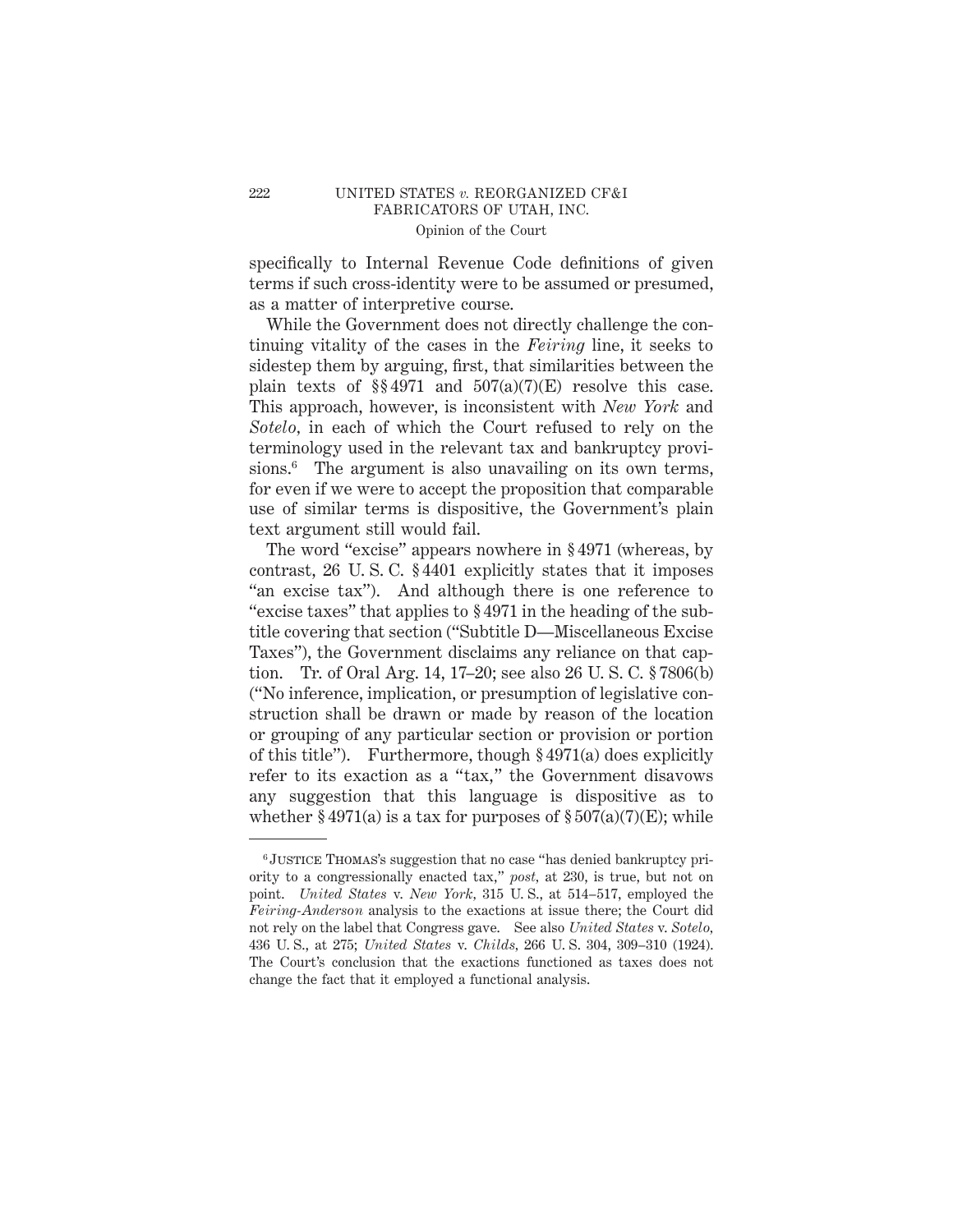specifically to Internal Revenue Code definitions of given terms if such cross-identity were to be assumed or presumed, as a matter of interpretive course.

While the Government does not directly challenge the continuing vitality of the cases in the *Feiring* line, it seeks to sidestep them by arguing, first, that similarities between the plain texts of §§ 4971 and 507(a)(7)(E) resolve this case. This approach, however, is inconsistent with *New York* and *Sotelo*, in each of which the Court refused to rely on the terminology used in the relevant tax and bankruptcy provisions.[6] The argument is also unavailing on its own terms, for even if we were to accept the proposition that comparable use of similar terms is dispositive, the Government's plain text argument still would fail.

The word "excise" appears nowhere in § 4971 (whereas, by contrast, 26 U. S. C. § 4401 explicitly states that it imposes "an excise tax"). And although there is one reference to "excise taxes" that applies to § 4971 in the heading of the subtitle covering that section ("Subtitle D—Miscellaneous Excise Taxes"), the Government disclaims any reliance on that caption. Tr. of Oral Arg. 14, 17–20; see also 26 U. S. C. § 7806(b) ("No inference, implication, or presumption of legislative construction shall be drawn or made by reason of the location or grouping of any particular section or provision or portion of this title"). Furthermore, though § 4971(a) does explicitly refer to its exaction as a "tax," the Government disavows any suggestion that this language is dispositive as to whether § 4971(a) is a tax for purposes of § 507(a)(7)(E); while

---

[6] JUSTICE THOMAS's suggestion that no case "has denied bankruptcy priority to a congressionally enacted tax," *post*, at 230, is true, but not on point. *United States* v. *New York*, 315 U. S., at 514–517, employed the *Feiring-Anderson* analysis to the exactions at issue there; the Court did not rely on the label that Congress gave. See also *United States* v. *Sotelo*, 436 U. S., at 275; *United States* v. *Childs*, 266 U. S. 304, 309–310 (1924). The Court's conclusion that the exactions functioned as taxes does not change the fact that it employed a functional analysis.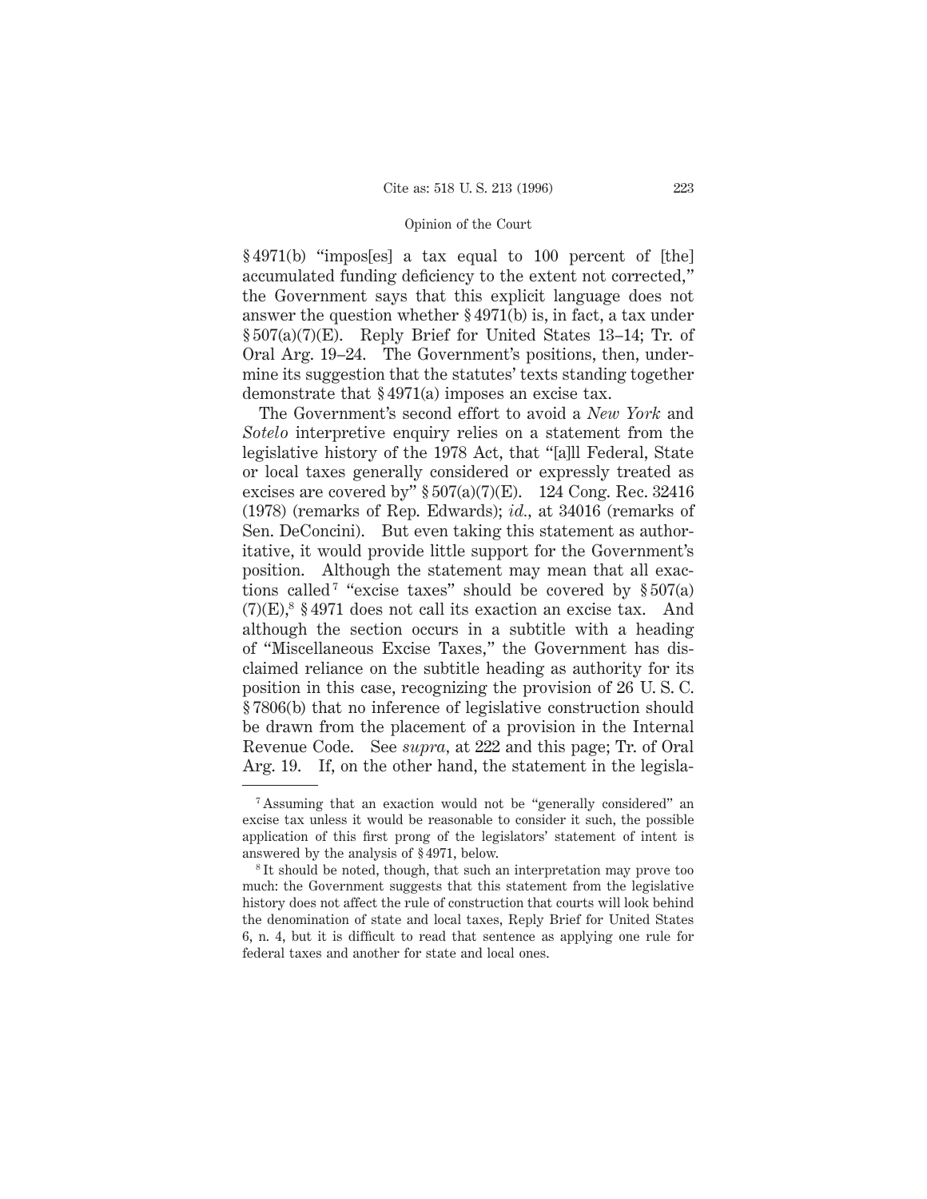§ 4971(b) "impos[es] a tax equal to 100 percent of [the] accumulated funding deficiency to the extent not corrected," the Government says that this explicit language does not answer the question whether § 4971(b) is, in fact, a tax under § 507(a)(7)(E). Reply Brief for United States 13–14; Tr. of Oral Arg. 19–24. The Government's positions, then, undermine its suggestion that the statutes' texts standing together demonstrate that § 4971(a) imposes an excise tax.

The Government's second effort to avoid a *New York* and *Sotelo* interpretive enquiry relies on a statement from the legislative history of the 1978 Act, that "[a]ll Federal, State or local taxes generally considered or expressly treated as excises are covered by" § 507(a)(7)(E). 124 Cong. Rec. 32416 (1978) (remarks of Rep. Edwards); *id.*, at 34016 (remarks of Sen. DeConcini). But even taking this statement as authoritative, it would provide little support for the Government's position. Although the statement may mean that all exactions called[7] "excise taxes" should be covered by § 507(a)(7)(E),[8] § 4971 does not call its exaction an excise tax. And although the section occurs in a subtitle with a heading of "Miscellaneous Excise Taxes," the Government has disclaimed reliance on the subtitle heading as authority for its position in this case, recognizing the provision of 26 U. S. C. § 7806(b) that no inference of legislative construction should be drawn from the placement of a provision in the Internal Revenue Code. See *supra*, at 222 and this page; Tr. of Oral Arg. 19. If, on the other hand, the statement in the legisla-

---

[7] Assuming that an exaction would not be "generally considered" an excise tax unless it would be reasonable to consider it such, the possible application of this first prong of the legislators' statement of intent is answered by the analysis of § 4971, below.

[8] It should be noted, though, that such an interpretation may prove too much: the Government suggests that this statement from the legislative history does not affect the rule of construction that courts will look behind the denomination of state and local taxes, Reply Brief for United States 6, n. 4, but it is difficult to read that sentence as applying one rule for federal taxes and another for state and local ones.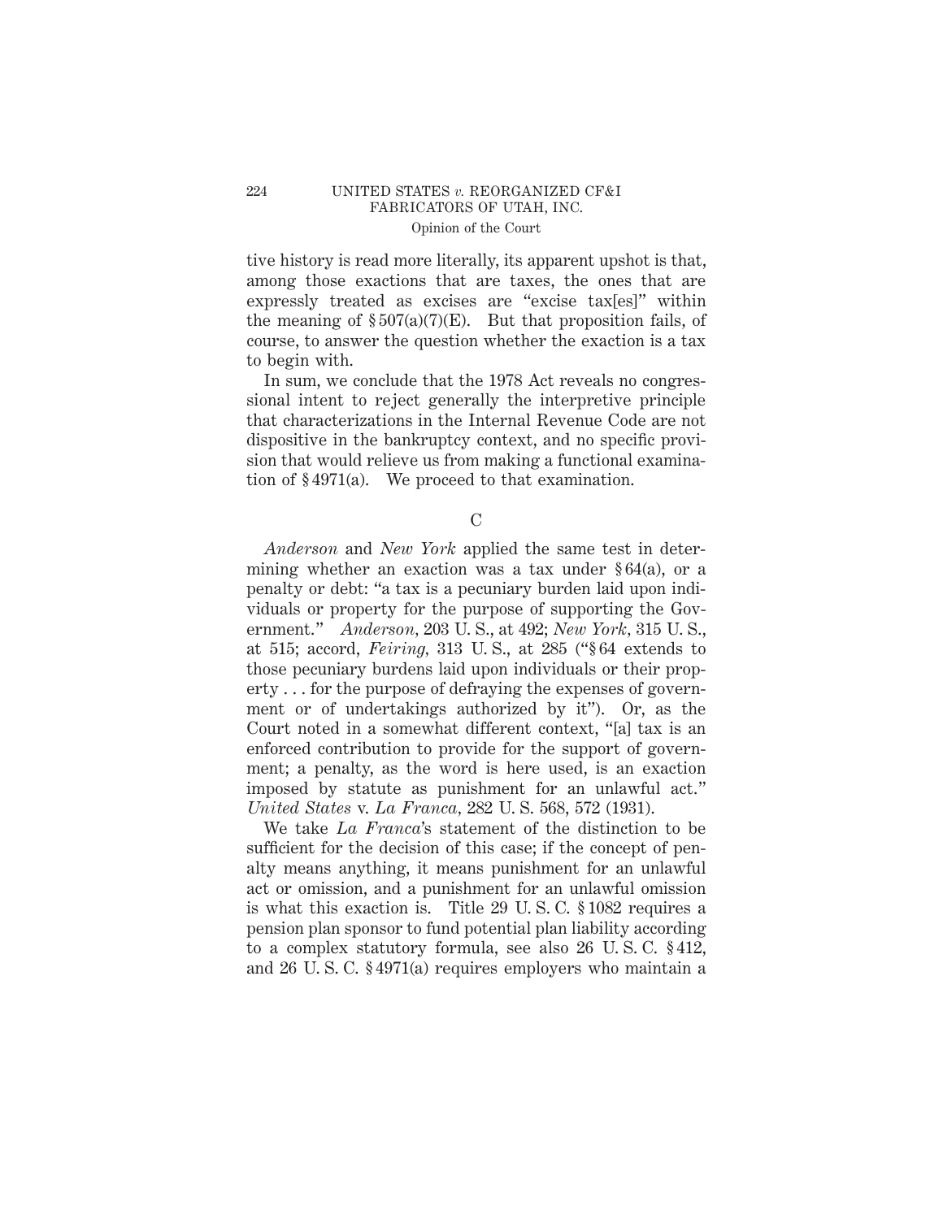tive history is read more literally, its apparent upshot is that, among those exactions that are taxes, the ones that are expressly treated as excises are "excise tax[es]" within the meaning of § 507(a)(7)(E). But that proposition fails, of course, to answer the question whether the exaction is a tax to begin with.

In sum, we conclude that the 1978 Act reveals no congressional intent to reject generally the interpretive principle that characterizations in the Internal Revenue Code are not dispositive in the bankruptcy context, and no specific provision that would relieve us from making a functional examination of § 4971(a). We proceed to that examination.

C

*Anderson* and *New York* applied the same test in determining whether an exaction was a tax under § 64(a), or a penalty or debt: "a tax is a pecuniary burden laid upon individuals or property for the purpose of supporting the Government." *Anderson*, 203 U. S., at 492; *New York*, 315 U. S., at 515; accord, *Feiring*, 313 U. S., at 285 ("§ 64 extends to those pecuniary burdens laid upon individuals or their property . . . for the purpose of defraying the expenses of government or of undertakings authorized by it"). Or, as the Court noted in a somewhat different context, "[a] tax is an enforced contribution to provide for the support of government; a penalty, as the word is here used, is an exaction imposed by statute as punishment for an unlawful act." *United States* v. *La Franca*, 282 U. S. 568, 572 (1931).

We take *La Franca*'s statement of the distinction to be sufficient for the decision of this case; if the concept of penalty means anything, it means punishment for an unlawful act or omission, and a punishment for an unlawful omission is what this exaction is. Title 29 U. S. C. § 1082 requires a pension plan sponsor to fund potential plan liability according to a complex statutory formula, see also 26 U. S. C. § 412, and 26 U. S. C. § 4971(a) requires employers who maintain a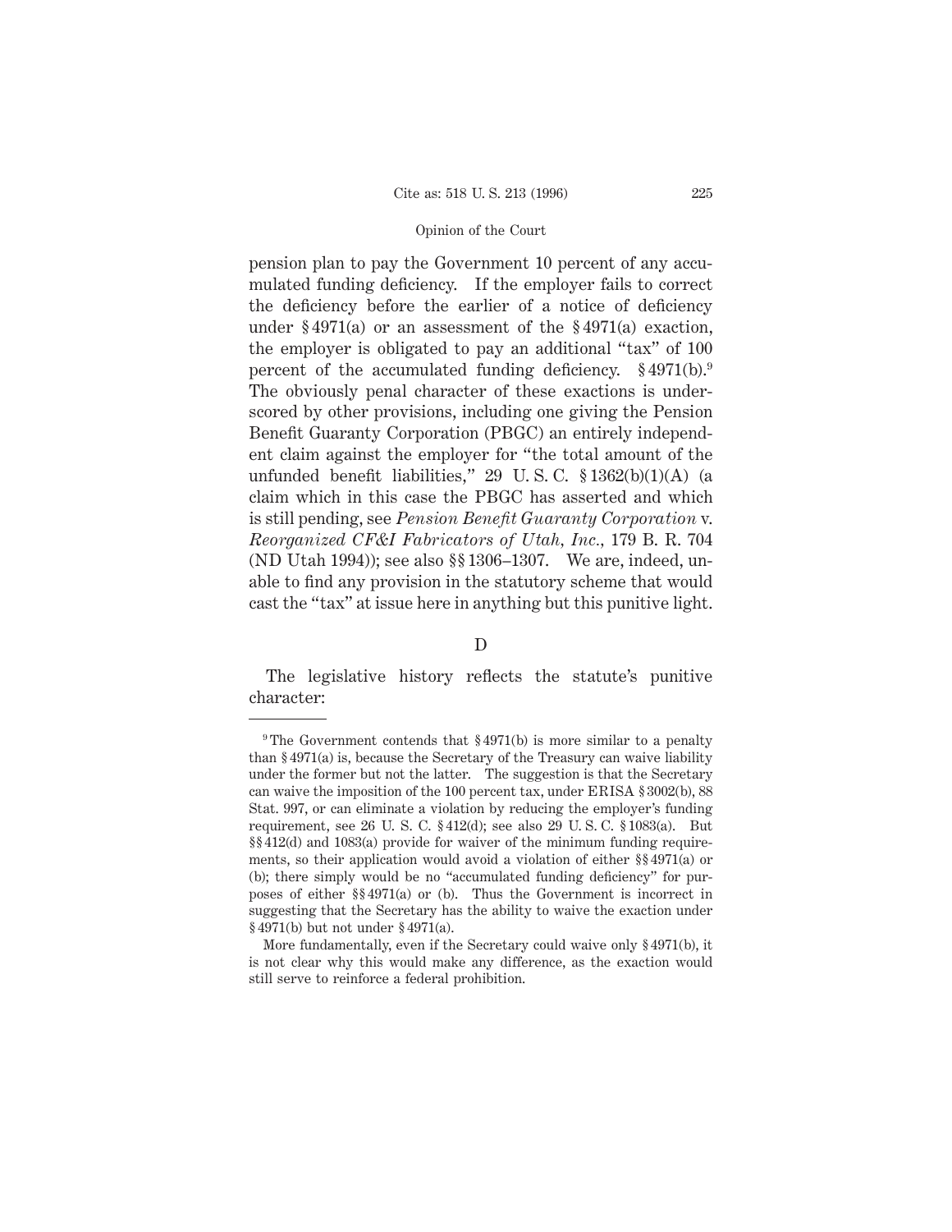pension plan to pay the Government 10 percent of any accumulated funding deficiency. If the employer fails to correct the deficiency before the earlier of a notice of deficiency under § 4971(a) or an assessment of the § 4971(a) exaction, the employer is obligated to pay an additional "tax" of 100 percent of the accumulated funding deficiency. § 4971(b).[9] The obviously penal character of these exactions is underscored by other provisions, including one giving the Pension Benefit Guaranty Corporation (PBGC) an entirely independent claim against the employer for "the total amount of the unfunded benefit liabilities," 29 U. S. C. § 1362(b)(1)(A) (a claim which in this case the PBGC has asserted and which is still pending, see *Pension Benefit Guaranty Corporation* v. *Reorganized CF&I Fabricators of Utah, Inc.*, 179 B. R. 704 (ND Utah 1994)); see also §§ 1306–1307. We are, indeed, unable to find any provision in the statutory scheme that would cast the "tax" at issue here in anything but this punitive light.

### D

The legislative history reflects the statute's punitive character:

---

[9] The Government contends that § 4971(b) is more similar to a penalty than § 4971(a) is, because the Secretary of the Treasury can waive liability under the former but not the latter. The suggestion is that the Secretary can waive the imposition of the 100 percent tax, under ERISA § 3002(b), 88 Stat. 997, or can eliminate a violation by reducing the employer's funding requirement, see 26 U. S. C. § 412(d); see also 29 U. S. C. § 1083(a). But §§ 412(d) and 1083(a) provide for waiver of the minimum funding requirements, so their application would avoid a violation of either §§ 4971(a) or (b); there simply would be no "accumulated funding deficiency" for purposes of either §§ 4971(a) or (b). Thus the Government is incorrect in suggesting that the Secretary has the ability to waive the exaction under § 4971(b) but not under § 4971(a).

More fundamentally, even if the Secretary could waive only § 4971(b), it is not clear why this would make any difference, as the exaction would still serve to reinforce a federal prohibition.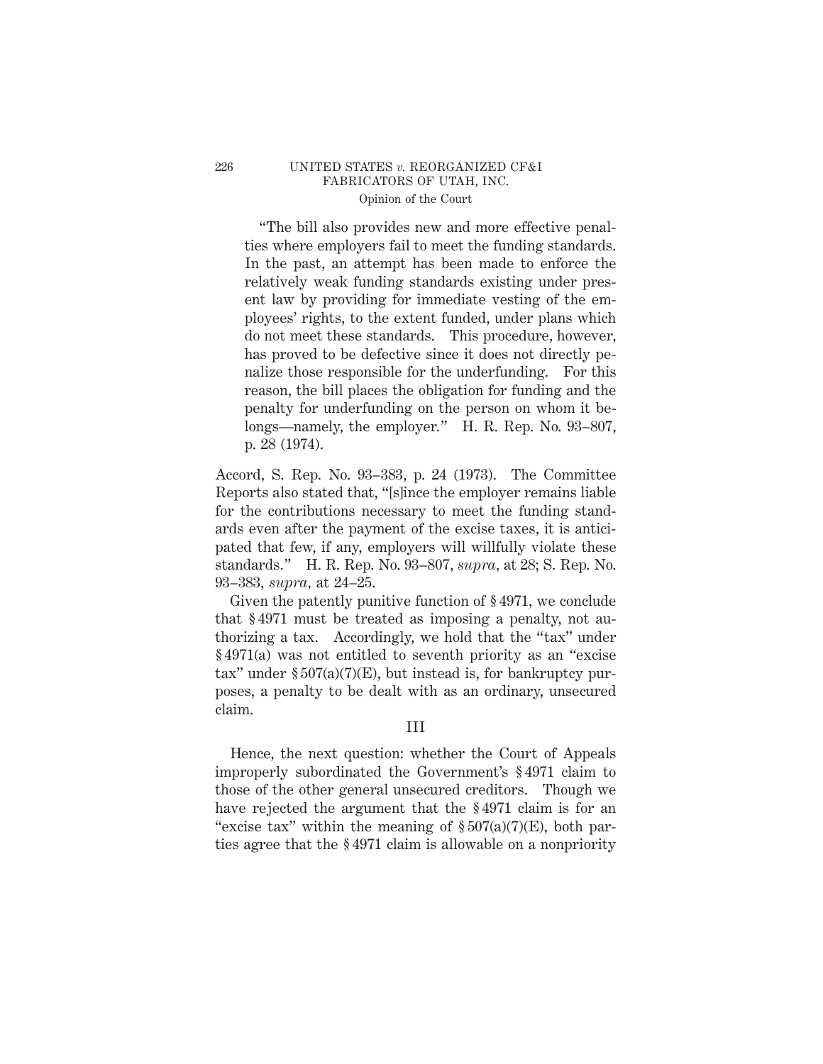> "The bill also provides new and more effective penalties where employers fail to meet the funding standards. In the past, an attempt has been made to enforce the relatively weak funding standards existing under present law by providing for immediate vesting of the employees' rights, to the extent funded, under plans which do not meet these standards. This procedure, however, has proved to be defective since it does not directly penalize those responsible for the underfunding. For this reason, the bill places the obligation for funding and the penalty for underfunding on the person on whom it belongs—namely, the employer." H. R. Rep. No. 93–807, p. 28 (1974).

Accord, S. Rep. No. 93–383, p. 24 (1973). The Committee Reports also stated that, "[s]ince the employer remains liable for the contributions necessary to meet the funding standards even after the payment of the excise taxes, it is anticipated that few, if any, employers will willfully violate these standards." H. R. Rep. No. 93–807, *supra,* at 28; S. Rep. No. 93–383, *supra,* at 24–25.

Given the patently punitive function of § 4971, we conclude that § 4971 must be treated as imposing a penalty, not authorizing a tax. Accordingly, we hold that the "tax" under § 4971(a) was not entitled to seventh priority as an "excise tax" under § 507(a)(7)(E), but instead is, for bankruptcy purposes, a penalty to be dealt with as an ordinary, unsecured claim.

## III

Hence, the next question: whether the Court of Appeals improperly subordinated the Government's § 4971 claim to those of the other general unsecured creditors. Though we have rejected the argument that the § 4971 claim is for an "excise tax" within the meaning of § 507(a)(7)(E), both parties agree that the § 4971 claim is allowable on a nonpriority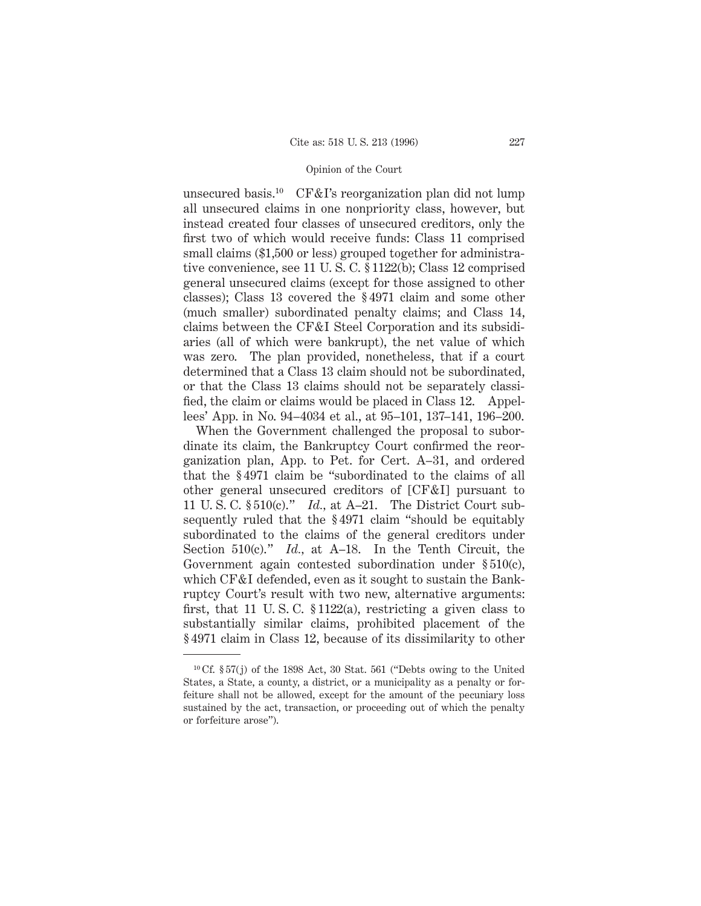unsecured basis.[10] CF&I's reorganization plan did not lump all unsecured claims in one nonpriority class, however, but instead created four classes of unsecured creditors, only the first two of which would receive funds: Class 11 comprised small claims ($1,500 or less) grouped together for administrative convenience, see 11 U. S. C. § 1122(b); Class 12 comprised general unsecured claims (except for those assigned to other classes); Class 13 covered the § 4971 claim and some other (much smaller) subordinated penalty claims; and Class 14, claims between the CF&I Steel Corporation and its subsidiaries (all of which were bankrupt), the net value of which was zero. The plan provided, nonetheless, that if a court determined that a Class 13 claim should not be subordinated, or that the Class 13 claims should not be separately classified, the claim or claims would be placed in Class 12. Appellees' App. in No. 94–4034 et al., at 95–101, 137–141, 196–200.

When the Government challenged the proposal to subordinate its claim, the Bankruptcy Court confirmed the reorganization plan, App. to Pet. for Cert. A–31, and ordered that the § 4971 claim be "subordinated to the claims of all other general unsecured creditors of [CF&I] pursuant to 11 U. S. C. § 510(c)." *Id.*, at A–21. The District Court subsequently ruled that the § 4971 claim "should be equitably subordinated to the claims of the general creditors under Section 510(c)." *Id.*, at A–18. In the Tenth Circuit, the Government again contested subordination under § 510(c), which CF&I defended, even as it sought to sustain the Bankruptcy Court's result with two new, alternative arguments: first, that 11 U. S. C. § 1122(a), restricting a given class to substantially similar claims, prohibited placement of the § 4971 claim in Class 12, because of its dissimilarity to other

---

[10] Cf. § 57(j) of the 1898 Act, 30 Stat. 561 ("Debts owing to the United States, a State, a county, a district, or a municipality as a penalty or forfeiture shall not be allowed, except for the amount of the pecuniary loss sustained by the act, transaction, or proceeding out of which the penalty or forfeiture arose").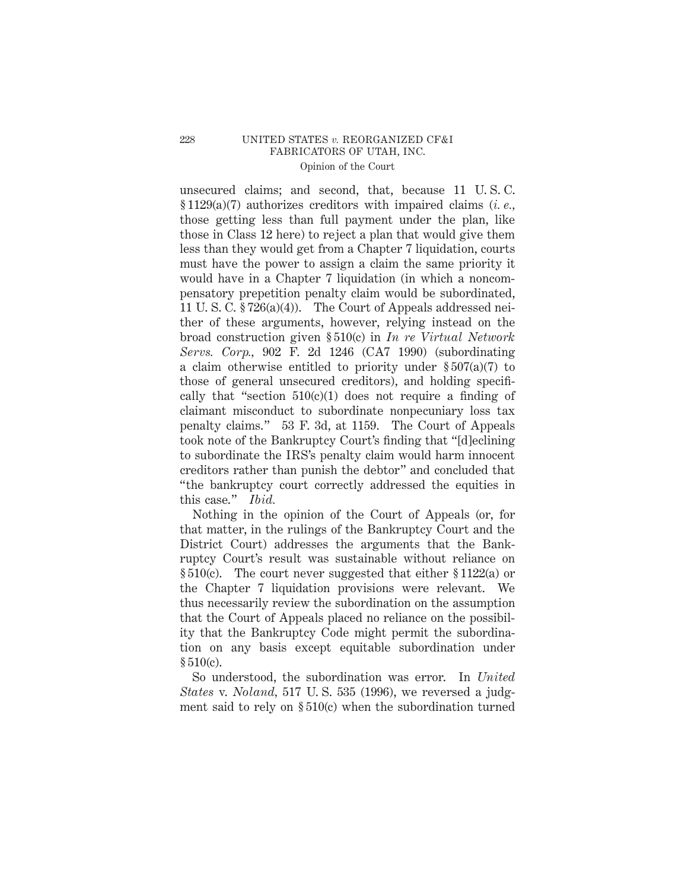unsecured claims; and second, that, because 11 U. S. C. § 1129(a)(7) authorizes creditors with impaired claims (*i. e.*, those getting less than full payment under the plan, like those in Class 12 here) to reject a plan that would give them less than they would get from a Chapter 7 liquidation, courts must have the power to assign a claim the same priority it would have in a Chapter 7 liquidation (in which a noncompensatory prepetition penalty claim would be subordinated, 11 U. S. C. § 726(a)(4)). The Court of Appeals addressed neither of these arguments, however, relying instead on the broad construction given § 510(c) in *In re Virtual Network Servs. Corp.*, 902 F. 2d 1246 (CA7 1990) (subordinating a claim otherwise entitled to priority under § 507(a)(7) to those of general unsecured creditors), and holding specifically that "section 510(c)(1) does not require a finding of claimant misconduct to subordinate nonpecuniary loss tax penalty claims." 53 F. 3d, at 1159. The Court of Appeals took note of the Bankruptcy Court's finding that "[d]eclining to subordinate the IRS's penalty claim would harm innocent creditors rather than punish the debtor" and concluded that "the bankruptcy court correctly addressed the equities in this case." *Ibid.*

Nothing in the opinion of the Court of Appeals (or, for that matter, in the rulings of the Bankruptcy Court and the District Court) addresses the arguments that the Bankruptcy Court's result was sustainable without reliance on § 510(c). The court never suggested that either § 1122(a) or the Chapter 7 liquidation provisions were relevant. We thus necessarily review the subordination on the assumption that the Court of Appeals placed no reliance on the possibility that the Bankruptcy Code might permit the subordination on any basis except equitable subordination under § 510(c).

So understood, the subordination was error. In *United States* v. *Noland*, 517 U. S. 535 (1996), we reversed a judgment said to rely on § 510(c) when the subordination turned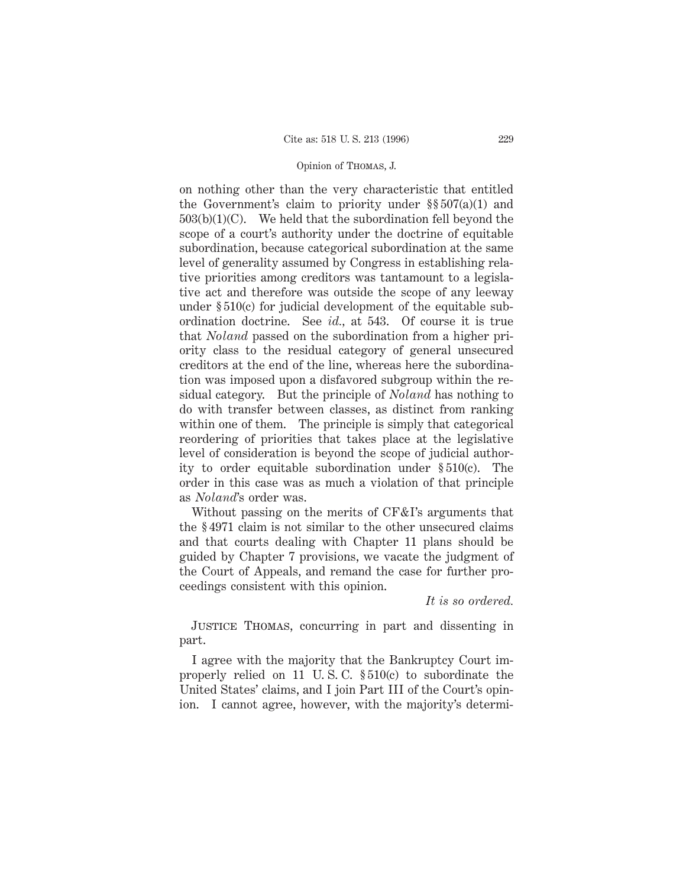on nothing other than the very characteristic that entitled the Government's claim to priority under §§ 507(a)(1) and 503(b)(1)(C). We held that the subordination fell beyond the scope of a court's authority under the doctrine of equitable subordination, because categorical subordination at the same level of generality assumed by Congress in establishing relative priorities among creditors was tantamount to a legislative act and therefore was outside the scope of any leeway under § 510(c) for judicial development of the equitable subordination doctrine. See *id.*, at 543. Of course it is true that *Noland* passed on the subordination from a higher priority class to the residual category of general unsecured creditors at the end of the line, whereas here the subordination was imposed upon a disfavored subgroup within the residual category. But the principle of *Noland* has nothing to do with transfer between classes, as distinct from ranking within one of them. The principle is simply that categorical reordering of priorities that takes place at the legislative level of consideration is beyond the scope of judicial authority to order equitable subordination under § 510(c). The order in this case was as much a violation of that principle as *Noland*'s order was.

Without passing on the merits of CF&I's arguments that the § 4971 claim is not similar to the other unsecured claims and that courts dealing with Chapter 11 plans should be guided by Chapter 7 provisions, we vacate the judgment of the Court of Appeals, and remand the case for further proceedings consistent with this opinion.

*It is so ordered.*

JUSTICE THOMAS, concurring in part and dissenting in part.

I agree with the majority that the Bankruptcy Court improperly relied on 11 U. S. C. § 510(c) to subordinate the United States' claims, and I join Part III of the Court's opinion. I cannot agree, however, with the majority's determi-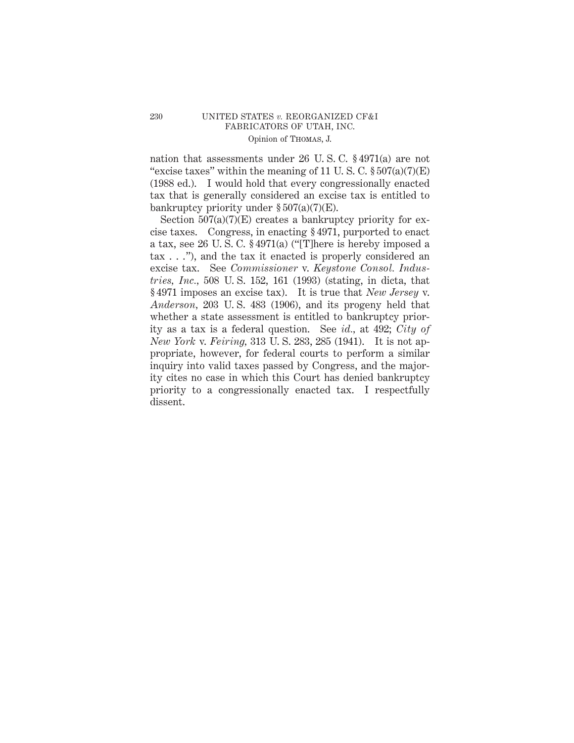nation that assessments under 26 U. S. C. § 4971(a) are not "excise taxes" within the meaning of 11 U. S. C. § 507(a)(7)(E) (1988 ed.). I would hold that every congressionally enacted tax that is generally considered an excise tax is entitled to bankruptcy priority under § 507(a)(7)(E).

Section 507(a)(7)(E) creates a bankruptcy priority for excise taxes. Congress, in enacting § 4971, purported to enact a tax, see 26 U. S. C. § 4971(a) ("[T]here is hereby imposed a tax . . ."), and the tax it enacted is properly considered an excise tax. See *Commissioner* v. *Keystone Consol. Industries, Inc.*, 508 U. S. 152, 161 (1993) (stating, in dicta, that § 4971 imposes an excise tax). It is true that *New Jersey* v. *Anderson*, 203 U. S. 483 (1906), and its progeny held that whether a state assessment is entitled to bankruptcy priority as a tax is a federal question. See *id.*, at 492; *City of New York* v. *Feiring*, 313 U. S. 283, 285 (1941). It is not appropriate, however, for federal courts to perform a similar inquiry into valid taxes passed by Congress, and the majority cites no case in which this Court has denied bankruptcy priority to a congressionally enacted tax. I respectfully dissent.